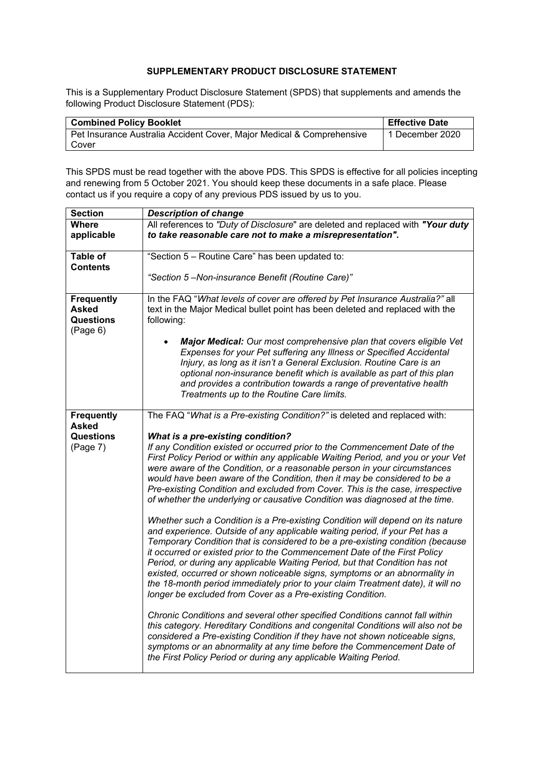# SUPPLEMENTARY PRODUCT DISCLOSURE STATEMENT

This is a Supplementary Product Disclosure Statement (SPDS) that supplements and amends the following Product Disclosure Statement (PDS):

| Combined Policy Booklet | Effective Date |
|---|---|
| Pet Insurance Australia Accident Cover, Major Medical & Comprehensive Cover | 1 December 2020 |

This SPDS must be read together with the above PDS. This SPDS is effective for all policies incepting and renewing from 5 October 2021. You should keep these documents in a safe place. Please contact us if you require a copy of any previous PDS issued by us to you.

| Section | *Description of change* |
|---|---|
| **Where applicable** | All references to *"Duty of Disclosure*" are deleted and replaced with ***"Your duty to take reasonable care not to make a misrepresentation".*** |
| **Table of Contents** | "Section 5 – Routine Care" has been updated to: <br><br> *"Section 5 –Non-insurance Benefit (Routine Care)"* |
| **Frequently Asked Questions** (Page 6) | In the FAQ "*What levels of cover are offered by Pet Insurance Australia?"* all text in the Major Medical bullet point has been deleted and replaced with the following: <br><br> • ***Major Medical:*** *Our most comprehensive plan that covers eligible Vet Expenses for your Pet suffering any Illness or Specified Accidental Injury, as long as it isn't a General Exclusion. Routine Care is an optional non-insurance benefit which is available as part of this plan and provides a contribution towards a range of preventative health Treatments up to the Routine Care limits.* |
| **Frequently Asked Questions** (Page 7) | The FAQ "*What is a Pre-existing Condition?"* is deleted and replaced with: <br><br> ***What is a pre-existing condition?*** <br> *If any Condition existed or occurred prior to the Commencement Date of the First Policy Period or within any applicable Waiting Period, and you or your Vet were aware of the Condition, or a reasonable person in your circumstances would have been aware of the Condition, then it may be considered to be a Pre-existing Condition and excluded from Cover. This is the case, irrespective of whether the underlying or causative Condition was diagnosed at the time.* <br><br> *Whether such a Condition is a Pre-existing Condition will depend on its nature and experience. Outside of any applicable waiting period, if your Pet has a Temporary Condition that is considered to be a pre-existing condition (because it occurred or existed prior to the Commencement Date of the First Policy Period, or during any applicable Waiting Period, but that Condition has not existed, occurred or shown noticeable signs, symptoms or an abnormality in the 18-month period immediately prior to your claim Treatment date), it will no longer be excluded from Cover as a Pre-existing Condition.* <br><br> *Chronic Conditions and several other specified Conditions cannot fall within this category. Hereditary Conditions and congenital Conditions will also not be considered a Pre-existing Condition if they have not shown noticeable signs, symptoms or an abnormality at any time before the Commencement Date of the First Policy Period or during any applicable Waiting Period.* |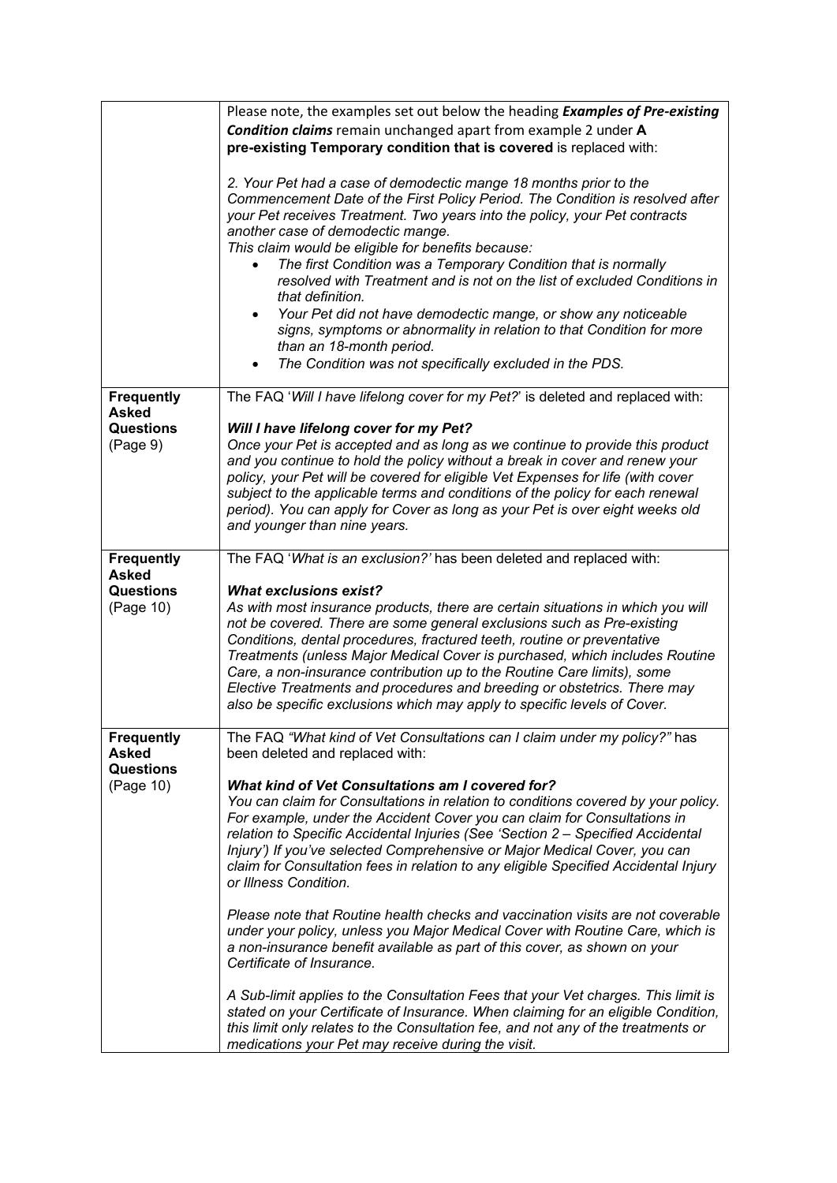| | |
|---|---|
| | Please note, the examples set out below the heading ***Examples of Pre-existing Condition claims*** remain unchanged apart from example 2 under **A pre-existing Temporary condition that is covered** is replaced with:<br><br>*2. Your Pet had a case of demodectic mange 18 months prior to the Commencement Date of the First Policy Period. The Condition is resolved after your Pet receives Treatment. Two years into the policy, your Pet contracts another case of demodectic mange.*<br>*This claim would be eligible for benefits because:*<br>• *The first Condition was a Temporary Condition that is normally resolved with Treatment and is not on the list of excluded Conditions in that definition.*<br>• *Your Pet did not have demodectic mange, or show any noticeable signs, symptoms or abnormality in relation to that Condition for more than an 18-month period.*<br>• *The Condition was not specifically excluded in the PDS.* |
| **Frequently Asked Questions** (Page 9) | The FAQ '*Will I have lifelong cover for my Pet?*' is deleted and replaced with:<br><br>***Will I have lifelong cover for my Pet?***<br>*Once your Pet is accepted and as long as we continue to provide this product and you continue to hold the policy without a break in cover and renew your policy, your Pet will be covered for eligible Vet Expenses for life (with cover subject to the applicable terms and conditions of the policy for each renewal period). You can apply for Cover as long as your Pet is over eight weeks old and younger than nine years.* |
| **Frequently Asked Questions** (Page 10) | The FAQ '*What is an exclusion?*' has been deleted and replaced with:<br><br>***What exclusions exist?***<br>*As with most insurance products, there are certain situations in which you will not be covered. There are some general exclusions such as Pre-existing Conditions, dental procedures, fractured teeth, routine or preventative Treatments (unless Major Medical Cover is purchased, which includes Routine Care, a non-insurance contribution up to the Routine Care limits), some Elective Treatments and procedures and breeding or obstetrics. There may also be specific exclusions which may apply to specific levels of Cover.* |
| **Frequently Asked Questions** (Page 10) | The FAQ *"What kind of Vet Consultations can I claim under my policy?"* has been deleted and replaced with:<br><br>***What kind of Vet Consultations am I covered for?***<br>*You can claim for Consultations in relation to conditions covered by your policy. For example, under the Accident Cover you can claim for Consultations in relation to Specific Accidental Injuries (See 'Section 2 – Specified Accidental Injury') If you've selected Comprehensive or Major Medical Cover, you can claim for Consultation fees in relation to any eligible Specified Accidental Injury or Illness Condition.*<br><br>*Please note that Routine health checks and vaccination visits are not coverable under your policy, unless you Major Medical Cover with Routine Care, which is a non-insurance benefit available as part of this cover, as shown on your Certificate of Insurance.*<br><br>*A Sub-limit applies to the Consultation Fees that your Vet charges. This limit is stated on your Certificate of Insurance. When claiming for an eligible Condition, this limit only relates to the Consultation fee, and not any of the treatments or medications your Pet may receive during the visit.* |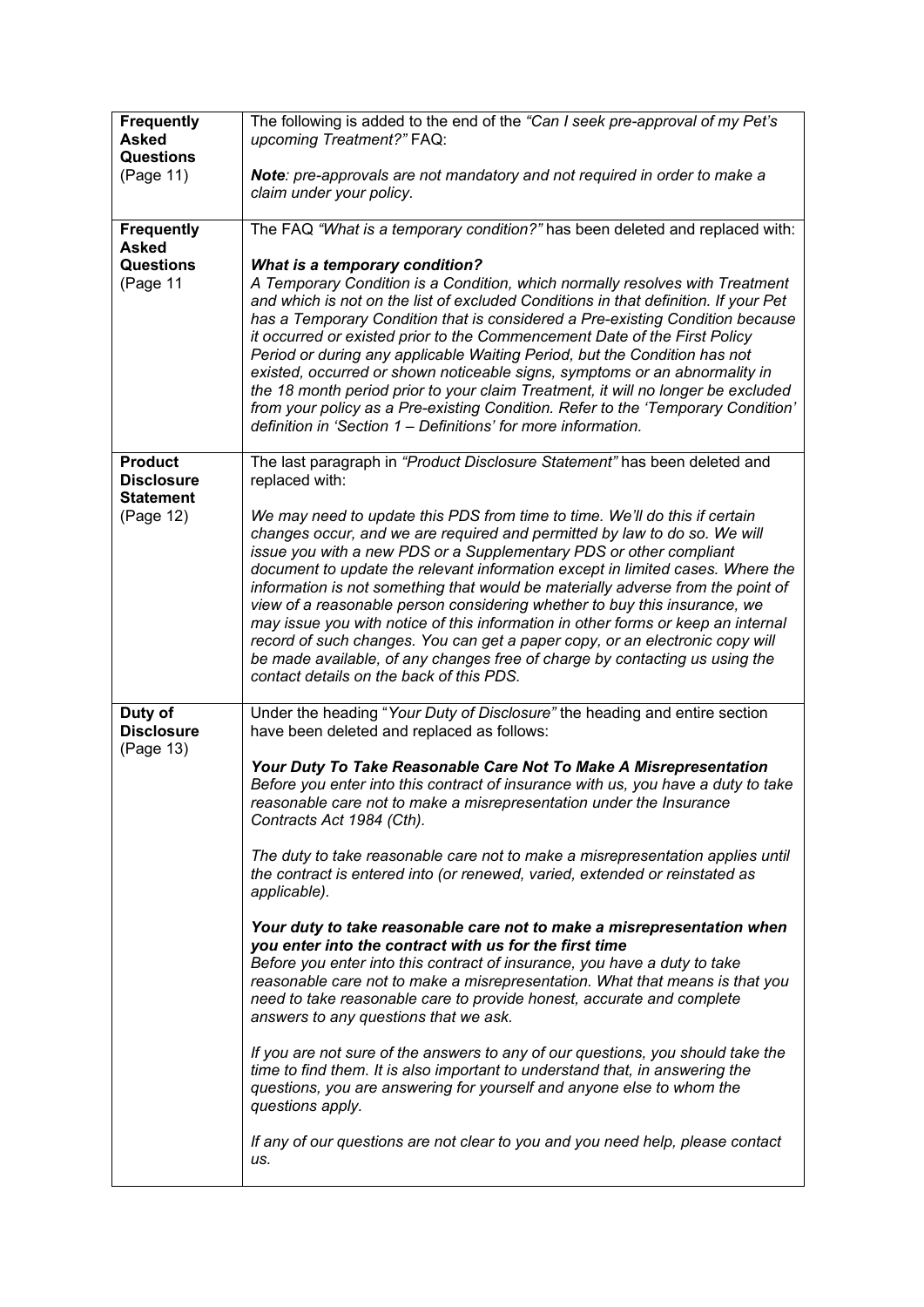| | |
|---|---|
| **Frequently Asked Questions** (Page 11) | The following is added to the end of the *"Can I seek pre-approval of my Pet's upcoming Treatment?"* FAQ:<br><br>***Note****: pre-approvals are not mandatory and not required in order to make a claim under your policy.* |
| **Frequently Asked Questions** (Page 11 | The FAQ *"What is a temporary condition?"* has been deleted and replaced with:<br><br>***What is a temporary condition?***<br>*A Temporary Condition is a Condition, which normally resolves with Treatment and which is not on the list of excluded Conditions in that definition. If your Pet has a Temporary Condition that is considered a Pre-existing Condition because it occurred or existed prior to the Commencement Date of the First Policy Period or during any applicable Waiting Period, but the Condition has not existed, occurred or shown noticeable signs, symptoms or an abnormality in the 18 month period prior to your claim Treatment, it will no longer be excluded from your policy as a Pre-existing Condition. Refer to the 'Temporary Condition' definition in 'Section 1 – Definitions' for more information.* |
| **Product Disclosure Statement** (Page 12) | The last paragraph in *"Product Disclosure Statement"* has been deleted and replaced with:<br><br>*We may need to update this PDS from time to time. We'll do this if certain changes occur, and we are required and permitted by law to do so. We will issue you with a new PDS or a Supplementary PDS or other compliant document to update the relevant information except in limited cases. Where the information is not something that would be materially adverse from the point of view of a reasonable person considering whether to buy this insurance, we may issue you with notice of this information in other forms or keep an internal record of such changes. You can get a paper copy, or an electronic copy will be made available, of any changes free of charge by contacting us using the contact details on the back of this PDS.* |
| **Duty of Disclosure** (Page 13) | Under the heading "*Your Duty of Disclosure"* the heading and entire section have been deleted and replaced as follows:<br><br>***Your Duty To Take Reasonable Care Not To Make A Misrepresentation***<br>*Before you enter into this contract of insurance with us, you have a duty to take reasonable care not to make a misrepresentation under the Insurance Contracts Act 1984 (Cth).*<br><br>*The duty to take reasonable care not to make a misrepresentation applies until the contract is entered into (or renewed, varied, extended or reinstated as applicable).*<br><br>***Your duty to take reasonable care not to make a misrepresentation when you enter into the contract with us for the first time***<br>*Before you enter into this contract of insurance, you have a duty to take reasonable care not to make a misrepresentation. What that means is that you need to take reasonable care to provide honest, accurate and complete answers to any questions that we ask.*<br><br>*If you are not sure of the answers to any of our questions, you should take the time to find them. It is also important to understand that, in answering the questions, you are answering for yourself and anyone else to whom the questions apply.*<br><br>*If any of our questions are not clear to you and you need help, please contact us.* |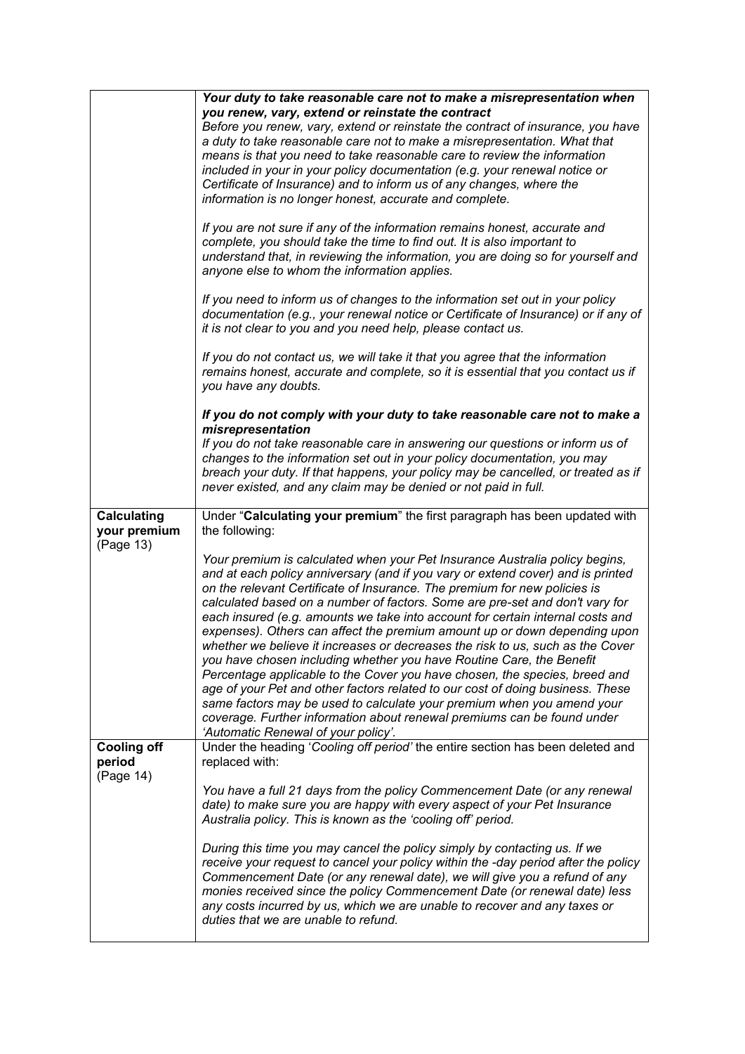| | |
|---|---|
| | ***Your duty to take reasonable care not to make a misrepresentation when you renew, vary, extend or reinstate the contract***<br>*Before you renew, vary, extend or reinstate the contract of insurance, you have a duty to take reasonable care not to make a misrepresentation. What that means is that you need to take reasonable care to review the information included in your in your policy documentation (e.g. your renewal notice or Certificate of Insurance) and to inform us of any changes, where the information is no longer honest, accurate and complete.*<br><br>*If you are not sure if any of the information remains honest, accurate and complete, you should take the time to find out. It is also important to understand that, in reviewing the information, you are doing so for yourself and anyone else to whom the information applies.*<br><br>*If you need to inform us of changes to the information set out in your policy documentation (e.g., your renewal notice or Certificate of Insurance) or if any of it is not clear to you and you need help, please contact us.*<br><br>*If you do not contact us, we will take it that you agree that the information remains honest, accurate and complete, so it is essential that you contact us if you have any doubts.*<br><br>***If you do not comply with your duty to take reasonable care not to make a misrepresentation***<br>*If you do not take reasonable care in answering our questions or inform us of changes to the information set out in your policy documentation, you may breach your duty. If that happens, your policy may be cancelled, or treated as if never existed, and any claim may be denied or not paid in full.* |
| **Calculating your premium** (Page 13) | Under "**Calculating your premium**" the first paragraph has been updated with the following:<br><br>*Your premium is calculated when your Pet Insurance Australia policy begins, and at each policy anniversary (and if you vary or extend cover) and is printed on the relevant Certificate of Insurance. The premium for new policies is calculated based on a number of factors. Some are pre-set and don't vary for each insured (e.g. amounts we take into account for certain internal costs and expenses). Others can affect the premium amount up or down depending upon whether we believe it increases or decreases the risk to us, such as the Cover you have chosen including whether you have Routine Care, the Benefit Percentage applicable to the Cover you have chosen, the species, breed and age of your Pet and other factors related to our cost of doing business. These same factors may be used to calculate your premium when you amend your coverage. Further information about renewal premiums can be found under 'Automatic Renewal of your policy'.* |
| **Cooling off period** (Page 14) | Under the heading '*Cooling off period'* the entire section has been deleted and replaced with:<br><br>*You have a full 21 days from the policy Commencement Date (or any renewal date) to make sure you are happy with every aspect of your Pet Insurance Australia policy. This is known as the 'cooling off' period.*<br><br>*During this time you may cancel the policy simply by contacting us. If we receive your request to cancel your policy within the -day period after the policy Commencement Date (or any renewal date), we will give you a refund of any monies received since the policy Commencement Date (or renewal date) less any costs incurred by us, which we are unable to recover and any taxes or duties that we are unable to refund.* |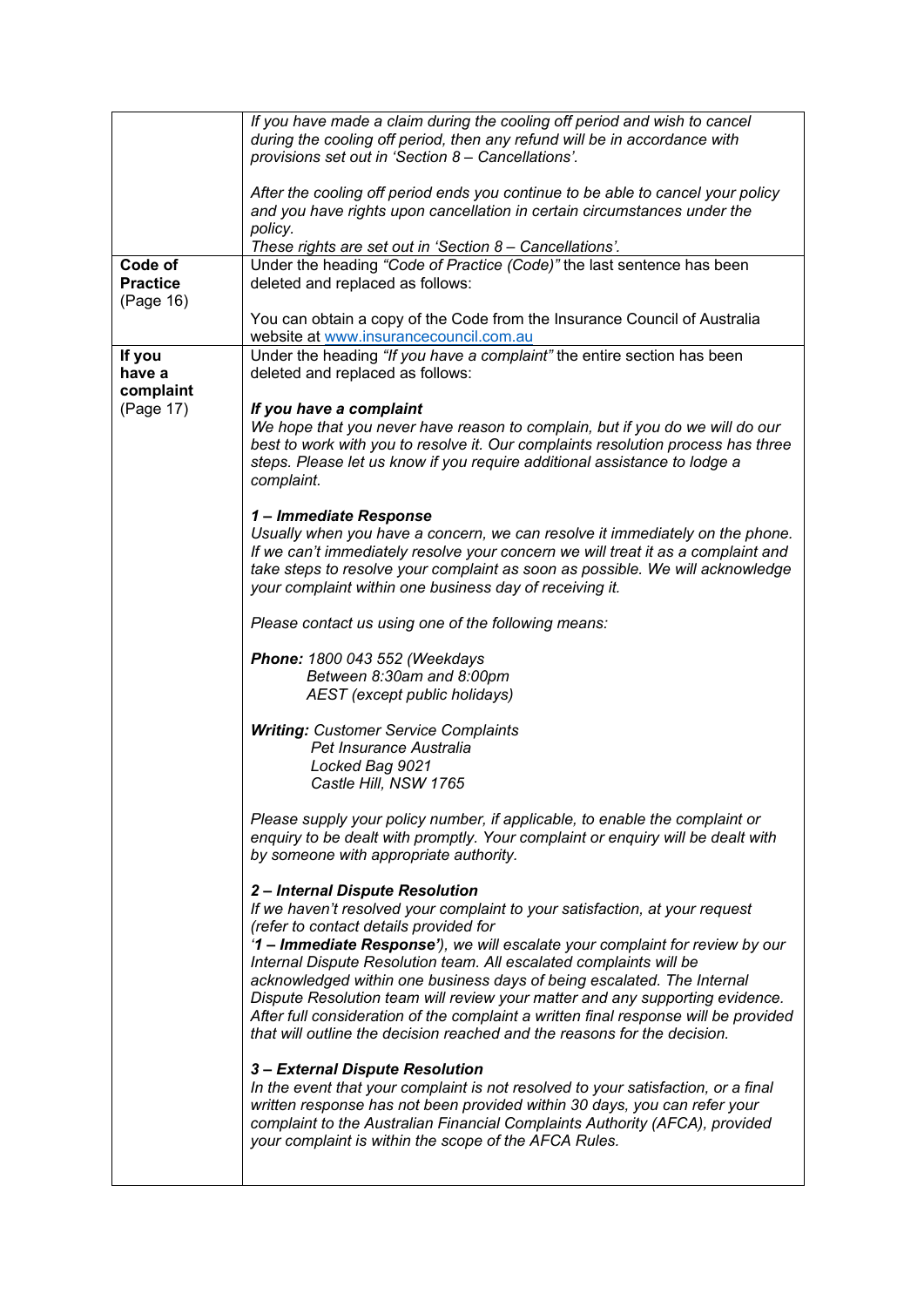| | |
|---|---|
| | *If you have made a claim during the cooling off period and wish to cancel during the cooling off period, then any refund will be in accordance with provisions set out in 'Section 8 – Cancellations'.*<br><br>*After the cooling off period ends you continue to be able to cancel your policy and you have rights upon cancellation in certain circumstances under the policy.*<br>*These rights are set out in 'Section 8 – Cancellations'.* |
| **Code of Practice** (Page 16) | Under the heading *"Code of Practice (Code)"* the last sentence has been deleted and replaced as follows:<br><br>You can obtain a copy of the Code from the Insurance Council of Australia website at www.insurancecouncil.com.au |
| **If you have a complaint** (Page 17) | Under the heading *"If you have a complaint"* the entire section has been deleted and replaced as follows:<br><br>***If you have a complaint***<br>*We hope that you never have reason to complain, but if you do we will do our best to work with you to resolve it. Our complaints resolution process has three steps. Please let us know if you require additional assistance to lodge a complaint.*<br><br>***1 – Immediate Response***<br>*Usually when you have a concern, we can resolve it immediately on the phone. If we can't immediately resolve your concern we will treat it as a complaint and take steps to resolve your complaint as soon as possible. We will acknowledge your complaint within one business day of receiving it.*<br><br>*Please contact us using one of the following means:*<br><br>***Phone:*** *1800 043 552 (Weekdays Between 8:30am and 8:00pm AEST (except public holidays)*<br><br>***Writing:*** *Customer Service Complaints*<br>*Pet Insurance Australia*<br>*Locked Bag 9021*<br>*Castle Hill, NSW 1765*<br><br>*Please supply your policy number, if applicable, to enable the complaint or enquiry to be dealt with promptly. Your complaint or enquiry will be dealt with by someone with appropriate authority.*<br><br>***2 – Internal Dispute Resolution***<br>*If we haven't resolved your complaint to your satisfaction, at your request (refer to contact details provided for '**1 – Immediate Response'**), we will escalate your complaint for review by our Internal Dispute Resolution team. All escalated complaints will be acknowledged within one business days of being escalated. The Internal Dispute Resolution team will review your matter and any supporting evidence. After full consideration of the complaint a written final response will be provided that will outline the decision reached and the reasons for the decision.*<br><br>***3 – External Dispute Resolution***<br>*In the event that your complaint is not resolved to your satisfaction, or a final written response has not been provided within 30 days, you can refer your complaint to the Australian Financial Complaints Authority (AFCA), provided your complaint is within the scope of the AFCA Rules.* |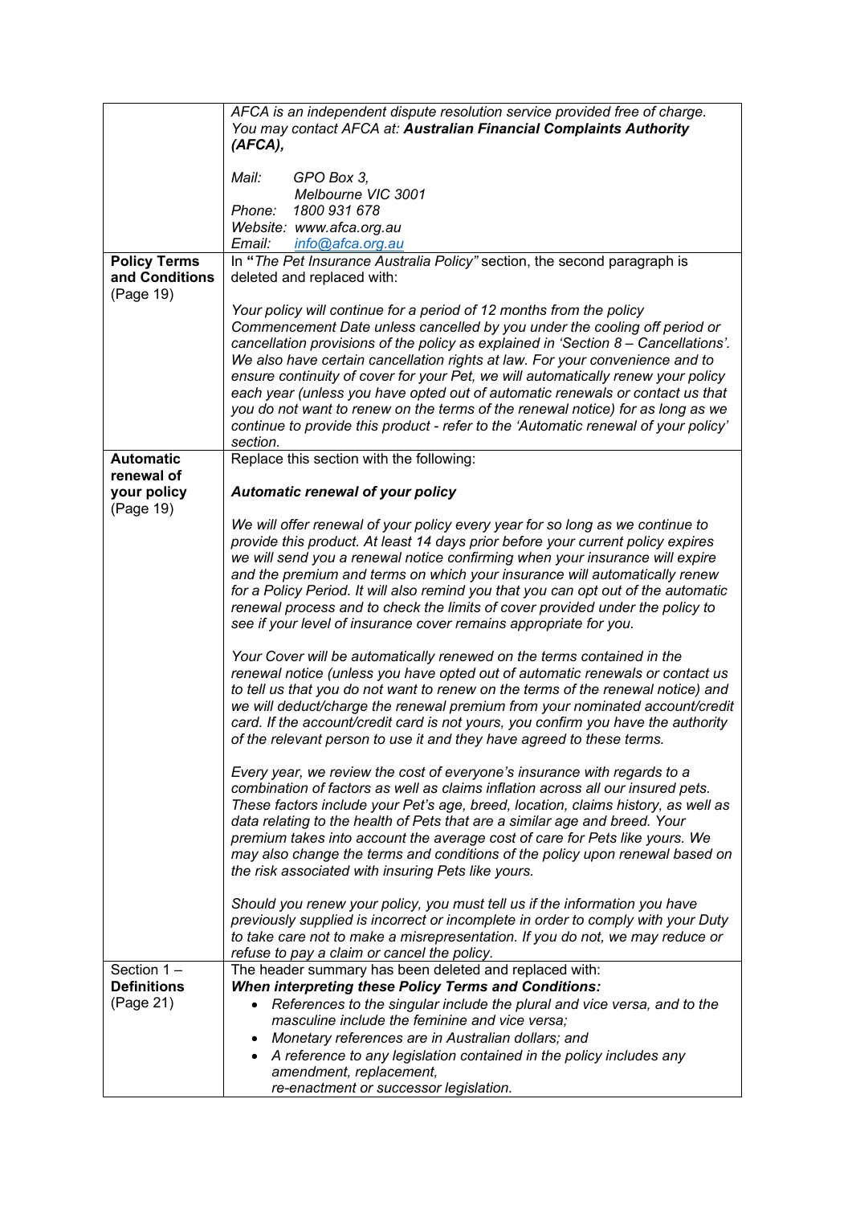| | |
|---|---|
| | *AFCA is an independent dispute resolution service provided free of charge. You may contact AFCA at:* ***Australian Financial Complaints Authority (AFCA),***<br><br>*Mail: GPO Box 3,*<br>*Melbourne VIC 3001*<br>*Phone: 1800 931 678*<br>*Website: www.afca.org.au*<br>*Email: info@afca.org.au* |
| **Policy Terms and Conditions** (Page 19) | In **"***The Pet Insurance Australia Policy"* section, the second paragraph is deleted and replaced with:<br><br>*Your policy will continue for a period of 12 months from the policy Commencement Date unless cancelled by you under the cooling off period or cancellation provisions of the policy as explained in 'Section 8 – Cancellations'. We also have certain cancellation rights at law. For your convenience and to ensure continuity of cover for your Pet, we will automatically renew your policy each year (unless you have opted out of automatic renewals or contact us that you do not want to renew on the terms of the renewal notice) for as long as we continue to provide this product - refer to the 'Automatic renewal of your policy' section.* |
| **Automatic renewal of your policy** (Page 19) | Replace this section with the following:<br><br>***Automatic renewal of your policy***<br><br>*We will offer renewal of your policy every year for so long as we continue to provide this product. At least 14 days prior before your current policy expires we will send you a renewal notice confirming when your insurance will expire and the premium and terms on which your insurance will automatically renew for a Policy Period. It will also remind you that you can opt out of the automatic renewal process and to check the limits of cover provided under the policy to see if your level of insurance cover remains appropriate for you.*<br><br>*Your Cover will be automatically renewed on the terms contained in the renewal notice (unless you have opted out of automatic renewals or contact us to tell us that you do not want to renew on the terms of the renewal notice) and we will deduct/charge the renewal premium from your nominated account/credit card. If the account/credit card is not yours, you confirm you have the authority of the relevant person to use it and they have agreed to these terms.*<br><br>*Every year, we review the cost of everyone's insurance with regards to a combination of factors as well as claims inflation across all our insured pets. These factors include your Pet's age, breed, location, claims history, as well as data relating to the health of Pets that are a similar age and breed. Your premium takes into account the average cost of care for Pets like yours. We may also change the terms and conditions of the policy upon renewal based on the risk associated with insuring Pets like yours.*<br><br>*Should you renew your policy, you must tell us if the information you have previously supplied is incorrect or incomplete in order to comply with your Duty to take care not to make a misrepresentation. If you do not, we may reduce or refuse to pay a claim or cancel the policy.* |
| Section 1 – **Definitions** (Page 21) | The header summary has been deleted and replaced with:<br>***When interpreting these Policy Terms and Conditions:***<br>• *References to the singular include the plural and vice versa, and to the masculine include the feminine and vice versa;*<br>• *Monetary references are in Australian dollars; and*<br>• *A reference to any legislation contained in the policy includes any amendment, replacement, re-enactment or successor legislation.* |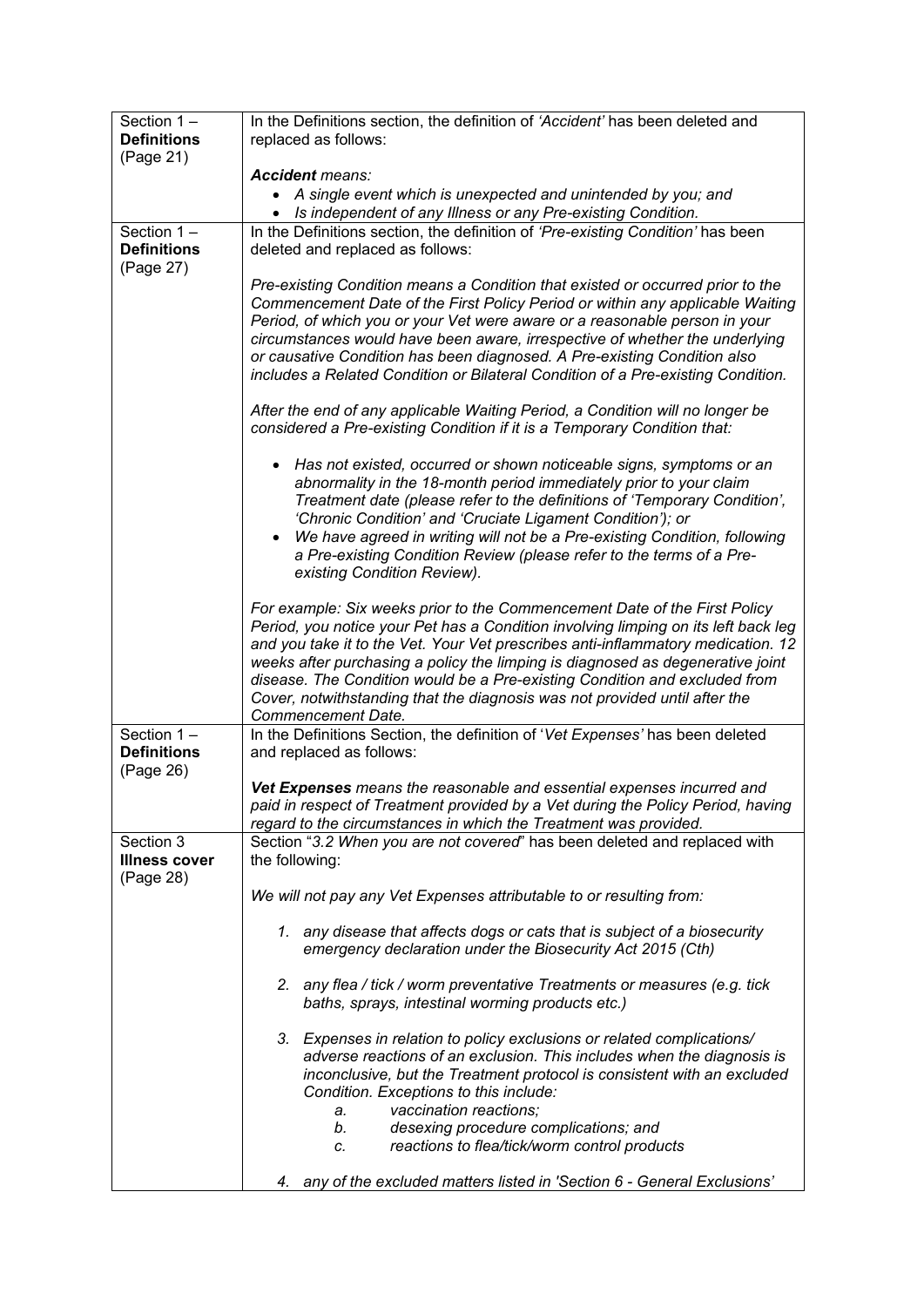| Section | Change |
| --- | --- |
| Section 1 – **Definitions** (Page 21) | In the Definitions section, the definition of *'Accident'* has been deleted and replaced as follows:<br><br>***Accident*** *means:*<br>• *A single event which is unexpected and unintended by you; and*<br>• *Is independent of any Illness or any Pre-existing Condition.* |
| Section 1 – **Definitions** (Page 27) | In the Definitions section, the definition of *'Pre-existing Condition'* has been deleted and replaced as follows:<br><br>*Pre-existing Condition means a Condition that existed or occurred prior to the Commencement Date of the First Policy Period or within any applicable Waiting Period, of which you or your Vet were aware or a reasonable person in your circumstances would have been aware, irrespective of whether the underlying or causative Condition has been diagnosed. A Pre-existing Condition also includes a Related Condition or Bilateral Condition of a Pre-existing Condition.*<br><br>*After the end of any applicable Waiting Period, a Condition will no longer be considered a Pre-existing Condition if it is a Temporary Condition that:*<br><br>• *Has not existed, occurred or shown noticeable signs, symptoms or an abnormality in the 18-month period immediately prior to your claim Treatment date (please refer to the definitions of 'Temporary Condition', 'Chronic Condition' and 'Cruciate Ligament Condition'); or*<br>• *We have agreed in writing will not be a Pre-existing Condition, following a Pre-existing Condition Review (please refer to the terms of a Pre-existing Condition Review).*<br><br>*For example: Six weeks prior to the Commencement Date of the First Policy Period, you notice your Pet has a Condition involving limping on its left back leg and you take it to the Vet. Your Vet prescribes anti-inflammatory medication. 12 weeks after purchasing a policy the limping is diagnosed as degenerative joint disease. The Condition would be a Pre-existing Condition and excluded from Cover, notwithstanding that the diagnosis was not provided until after the Commencement Date.* |
| Section 1 – **Definitions** (Page 26) | In the Definitions Section, the definition of '*Vet Expenses'* has been deleted and replaced as follows:<br><br>***Vet Expenses*** *means the reasonable and essential expenses incurred and paid in respect of Treatment provided by a Vet during the Policy Period, having regard to the circumstances in which the Treatment was provided.* |
| Section 3 **Illness cover** (Page 28) | Section "*3.2 When you are not covered*" has been deleted and replaced with the following:<br><br>*We will not pay any Vet Expenses attributable to or resulting from:*<br><br>*1. any disease that affects dogs or cats that is subject of a biosecurity emergency declaration under the Biosecurity Act 2015 (Cth)*<br><br>*2. any flea / tick / worm preventative Treatments or measures (e.g. tick baths, sprays, intestinal worming products etc.)*<br><br>*3. Expenses in relation to policy exclusions or related complications/ adverse reactions of an exclusion. This includes when the diagnosis is inconclusive, but the Treatment protocol is consistent with an excluded Condition. Exceptions to this include:*<br>*a. vaccination reactions;*<br>*b. desexing procedure complications; and*<br>*c. reactions to flea/tick/worm control products*<br><br>*4. any of the excluded matters listed in 'Section 6 - General Exclusions'* |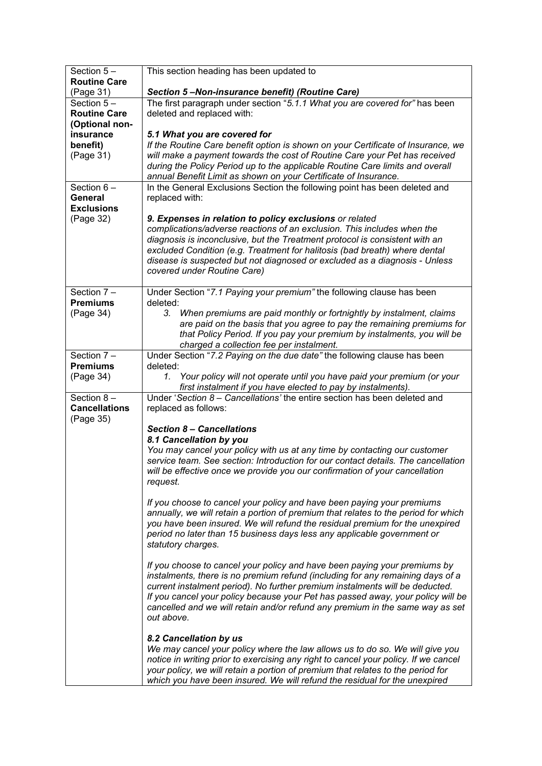| | |
|---|---|
| **Section 5 – Routine Care** (Page 31) | This section heading has been updated to<br><br>***Section 5 –Non-insurance benefit) (Routine Care)*** |
| **Section 5 – Routine Care (Optional non-insurance benefit)** (Page 31) | The first paragraph under section "*5.1.1 What you are covered for"* has been deleted and replaced with:<br><br>***5.1 What you are covered for***<br>*If the Routine Care benefit option is shown on your Certificate of Insurance, we will make a payment towards the cost of Routine Care your Pet has received during the Policy Period up to the applicable Routine Care limits and overall annual Benefit Limit as shown on your Certificate of Insurance.* |
| **Section 6 – General Exclusions** (Page 32) | In the General Exclusions Section the following point has been deleted and replaced with:<br><br>***9. Expenses in relation to policy exclusions*** *or related complications/adverse reactions of an exclusion. This includes when the diagnosis is inconclusive, but the Treatment protocol is consistent with an excluded Condition (e.g. Treatment for halitosis (bad breath) where dental disease is suspected but not diagnosed or excluded as a diagnosis - Unless covered under Routine Care)* |
| **Section 7 – Premiums** (Page 34) | Under Section "*7.1 Paying your premium"* the following clause has been deleted:<br>*3. When premiums are paid monthly or fortnightly by instalment, claims are paid on the basis that you agree to pay the remaining premiums for that Policy Period. If you pay your premium by instalments, you will be charged a collection fee per instalment.* |
| **Section 7 – Premiums** (Page 34) | Under Section "*7.2 Paying on the due date"* the following clause has been deleted:<br>*1. Your policy will not operate until you have paid your premium (or your first instalment if you have elected to pay by instalments).* |
| **Section 8 – Cancellations** (Page 35) | Under '*Section 8 – Cancellations'* the entire section has been deleted and replaced as follows:<br><br>***Section 8 – Cancellations***<br>***8.1 Cancellation by you***<br>*You may cancel your policy with us at any time by contacting our customer service team. See section: Introduction for our contact details. The cancellation will be effective once we provide you our confirmation of your cancellation request.*<br><br>*If you choose to cancel your policy and have been paying your premiums annually, we will retain a portion of premium that relates to the period for which you have been insured. We will refund the residual premium for the unexpired period no later than 15 business days less any applicable government or statutory charges.*<br><br>*If you choose to cancel your policy and have been paying your premiums by instalments, there is no premium refund (including for any remaining days of a current instalment period). No further premium instalments will be deducted. If you cancel your policy because your Pet has passed away, your policy will be cancelled and we will retain and/or refund any premium in the same way as set out above.*<br><br>***8.2 Cancellation by us***<br>*We may cancel your policy where the law allows us to do so. We will give you notice in writing prior to exercising any right to cancel your policy. If we cancel your policy, we will retain a portion of premium that relates to the period for which you have been insured. We will refund the residual for the unexpired* |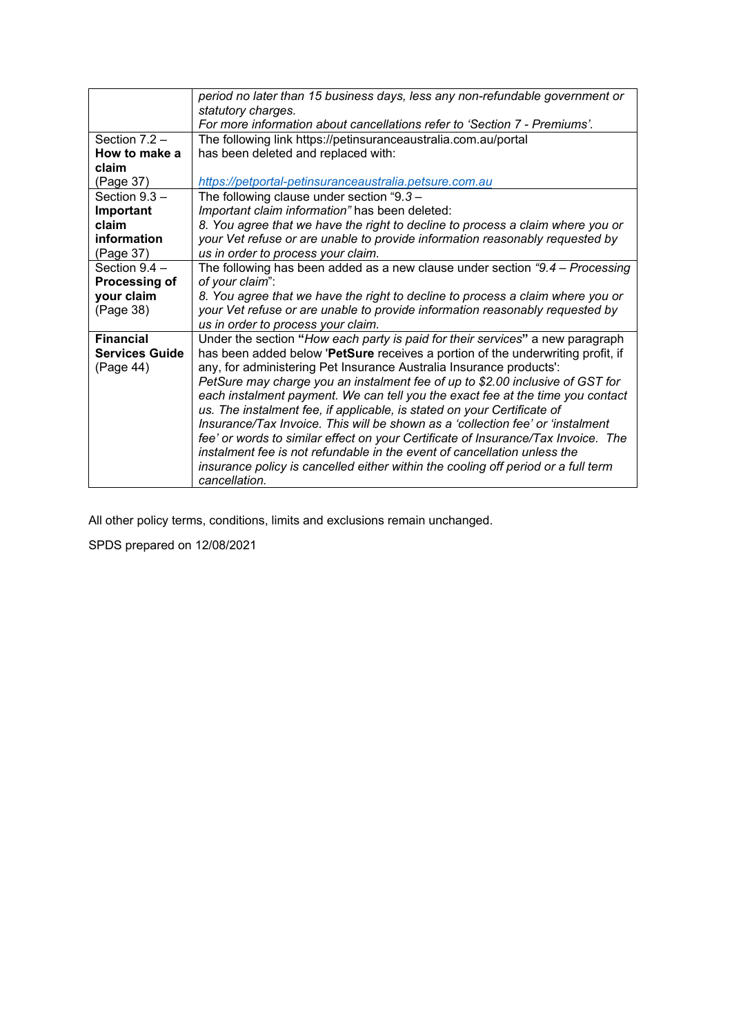| | |
|---|---|
| | *period no later than 15 business days, less any non-refundable government or statutory charges.*<br>*For more information about cancellations refer to 'Section 7 - Premiums'.* |
| Section 7.2 – **How to make a claim** (Page 37) | The following link https://petinsuranceaustralia.com.au/portal has been deleted and replaced with:<br><br>*https://petportal-petinsuranceaustralia.petsure.com.au* |
| Section 9.3 – **Important claim information** (Page 37) | The following clause under section "9.3 – *Important claim information"* has been deleted:<br>*8. You agree that we have the right to decline to process a claim where you or your Vet refuse or are unable to provide information reasonably requested by us in order to process your claim.* |
| Section 9.4 – **Processing of your claim** (Page 38) | The following has been added as a new clause under section *"9.4 – Processing of your claim*":<br>*8. You agree that we have the right to decline to process a claim where you or your Vet refuse or are unable to provide information reasonably requested by us in order to process your claim.* |
| **Financial Services Guide** (Page 44) | Under the section **"***How each party is paid for their services***"** a new paragraph has been added below '**PetSure** receives a portion of the underwriting profit, if any, for administering Pet Insurance Australia Insurance products':<br>*PetSure may charge you an instalment fee of up to $2.00 inclusive of GST for each instalment payment. We can tell you the exact fee at the time you contact us. The instalment fee, if applicable, is stated on your Certificate of Insurance/Tax Invoice. This will be shown as a 'collection fee' or 'instalment fee' or words to similar effect on your Certificate of Insurance/Tax Invoice. The instalment fee is not refundable in the event of cancellation unless the insurance policy is cancelled either within the cooling off period or a full term cancellation.* |

All other policy terms, conditions, limits and exclusions remain unchanged.

SPDS prepared on 12/08/2021